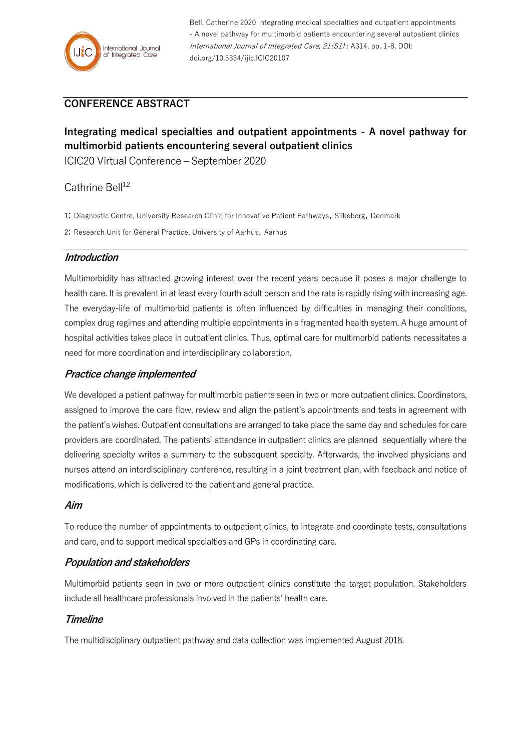Bell, Catherine 2020 Integrating medical specialties and outpatient appointments - A novel pathway for multimorbid patients encountering several outpatient clinics *International Journal of Integrated Care, 21(S1)* : A314, pp. 1-8, DOI: doi.org/10.5334/ijic.ICIC20107

## CONFERENCE ABSTRACT

# Integrating medical specialties and outpatient appointments - A novel pathway for multimorbid patients encountering several outpatient clinics

ICIC20 Virtual Conference – September 2020

Cathrine Bell[1,2]

1: Diagnostic Centre, University Research Clinic for Innovative Patient Pathways, Silkeborg, Denmark

2: Research Unit for General Practice, University of Aarhus, Aarhus

## *Introduction*

Multimorbidity has attracted growing interest over the recent years because it poses a major challenge to health care. It is prevalent in at least every fourth adult person and the rate is rapidly rising with increasing age. The everyday-life of multimorbid patients is often influenced by difficulties in managing their conditions, complex drug regimes and attending multiple appointments in a fragmented health system. A huge amount of hospital activities takes place in outpatient clinics. Thus, optimal care for multimorbid patients necessitates a need for more coordination and interdisciplinary collaboration.

## *Practice change implemented*

We developed a patient pathway for multimorbid patients seen in two or more outpatient clinics. Coordinators, assigned to improve the care flow, review and align the patient's appointments and tests in agreement with the patient's wishes. Outpatient consultations are arranged to take place the same day and schedules for care providers are coordinated. The patients' attendance in outpatient clinics are planned sequentially where the delivering specialty writes a summary to the subsequent specialty. Afterwards, the involved physicians and nurses attend an interdisciplinary conference, resulting in a joint treatment plan, with feedback and notice of modifications, which is delivered to the patient and general practice.

## *Aim*

To reduce the number of appointments to outpatient clinics, to integrate and coordinate tests, consultations and care, and to support medical specialties and GPs in coordinating care.

## *Population and stakeholders*

Multimorbid patients seen in two or more outpatient clinics constitute the target population. Stakeholders include all healthcare professionals involved in the patients' health care.

## *Timeline*

The multidisciplinary outpatient pathway and data collection was implemented August 2018.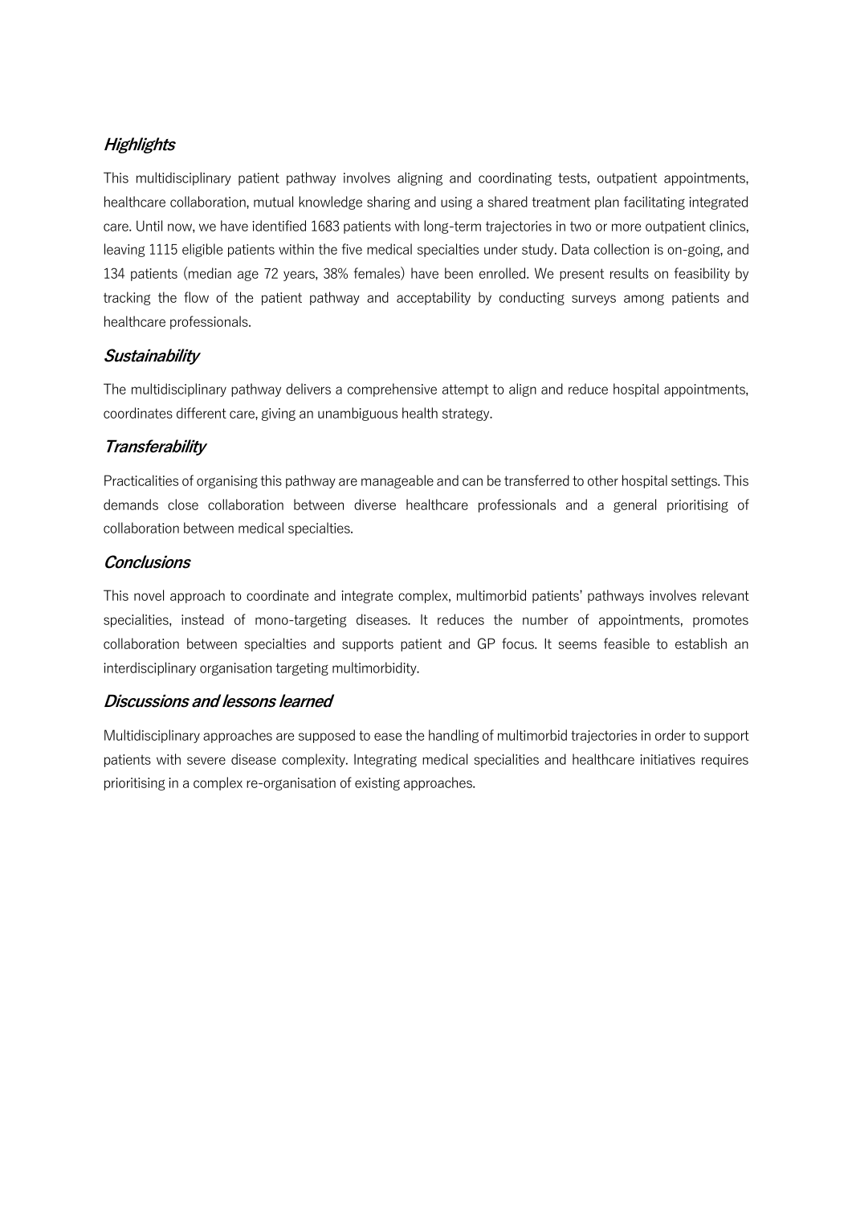### *Highlights*

This multidisciplinary patient pathway involves aligning and coordinating tests, outpatient appointments, healthcare collaboration, mutual knowledge sharing and using a shared treatment plan facilitating integrated care. Until now, we have identified 1683 patients with long-term trajectories in two or more outpatient clinics, leaving 1115 eligible patients within the five medical specialties under study. Data collection is on-going, and 134 patients (median age 72 years, 38% females) have been enrolled. We present results on feasibility by tracking the flow of the patient pathway and acceptability by conducting surveys among patients and healthcare professionals.

### *Sustainability*

The multidisciplinary pathway delivers a comprehensive attempt to align and reduce hospital appointments, coordinates different care, giving an unambiguous health strategy.

### *Transferability*

Practicalities of organising this pathway are manageable and can be transferred to other hospital settings. This demands close collaboration between diverse healthcare professionals and a general prioritising of collaboration between medical specialties.

### *Conclusions*

This novel approach to coordinate and integrate complex, multimorbid patients' pathways involves relevant specialities, instead of mono-targeting diseases. It reduces the number of appointments, promotes collaboration between specialties and supports patient and GP focus. It seems feasible to establish an interdisciplinary organisation targeting multimorbidity.

### *Discussions and lessons learned*

Multidisciplinary approaches are supposed to ease the handling of multimorbid trajectories in order to support patients with severe disease complexity. Integrating medical specialities and healthcare initiatives requires prioritising in a complex re-organisation of existing approaches.